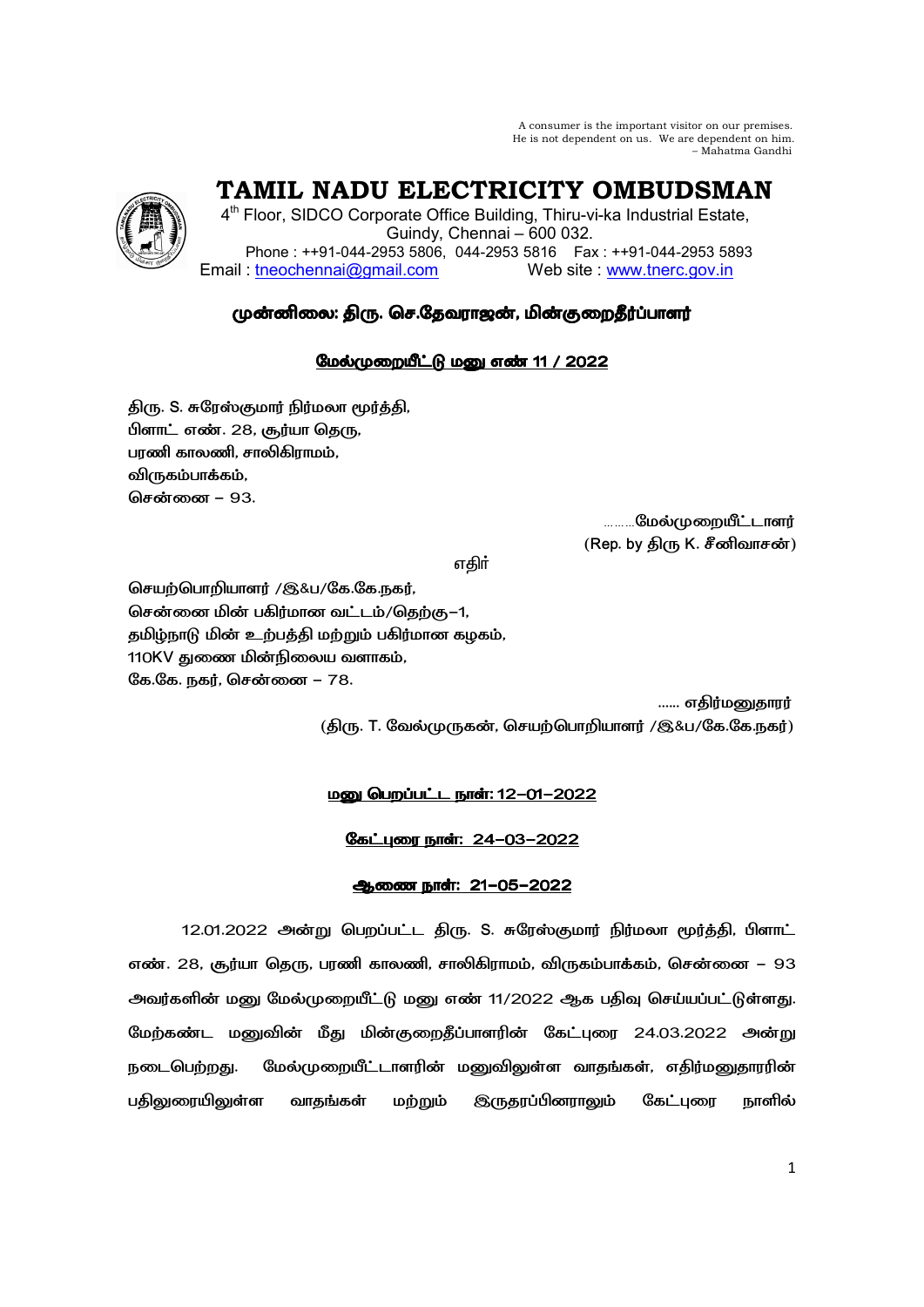A consumer is the important visitor on our premises.
He is not dependent on us. We are dependent on him.
– Mahatma Gandhi

# TAMIL NADU ELECTRICITY OMBUDSMAN

4th Floor, SIDCO Corporate Office Building, Thiru-vi-ka Industrial Estate,
Guindy, Chennai – 600 032.
Phone : ++91-044-2953 5806, 044-2953 5816 Fax : ++91-044-2953 5893
Email : tneochennai@gmail.com Web site : www.tnerc.gov.in

**முன்னிலை: திரு. செ.தேவராஜன், மின்குறைதீர்ப்பாளர்**

**மேல்முறையீட்டு மனு எண் 11 / 2022**

திரு. S. சுரேஸ்குமார் நிர்மலா மூர்த்தி,
பிளாட் எண். 28, சூர்யா தெரு,
பரணி காலனி, சாலிகிராமம்,
விருகம்பாக்கம்,
சென்னை – 93.

………மேல்முறையீட்டாளர்
(Rep. by திரு K. சீனிவாசன்)

எதிர்

செயற்பொறியாளர் /இ&ப/கே.கே.நகர்,
சென்னை மின் பகிர்மான வட்டம்/தெற்கு–1,
தமிழ்நாடு மின் உற்பத்தி மற்றும் பகிர்மான கழகம்,
110KV துணை மின்நிலைய வளாகம்,
கே.கே. நகர், சென்னை – 78.

...... எதிர்மனுதாரர்
(திரு. T. வேல்முருகன், செயற்பொறியாளர் /இ&ப/கே.கே.நகர்)

**மனு பெறப்பட்ட நாள்: 12–01–2022**

**கேட்புரை நாள்: 24–03–2022**

**ஆணை நாள்: 21–05–2022**

12.01.2022 அன்று பெறப்பட்ட திரு. S. சுரேஸ்குமார் நிர்மலா மூர்த்தி, பிளாட் எண். 28, சூர்யா தெரு, பரணி காலனி, சாலிகிராமம், விருகம்பாக்கம், சென்னை – 93 அவர்களின் மனு மேல்முறையீட்டு மனு எண் 11/2022 ஆக பதிவு செய்யப்பட்டுள்ளது. மேற்கண்ட மனுவின் மீது மின்குறைதீப்பாளரின் கேட்புரை 24.03.2022 அன்று நடைபெற்றது. மேல்முறையீட்டாளரின் மனுவிலுள்ள வாதங்கள், எதிர்மனுதாரரின் பதிலுரையிலுள்ள வாதங்கள் மற்றும் இருதரப்பினராலும் கேட்புரை நாளில்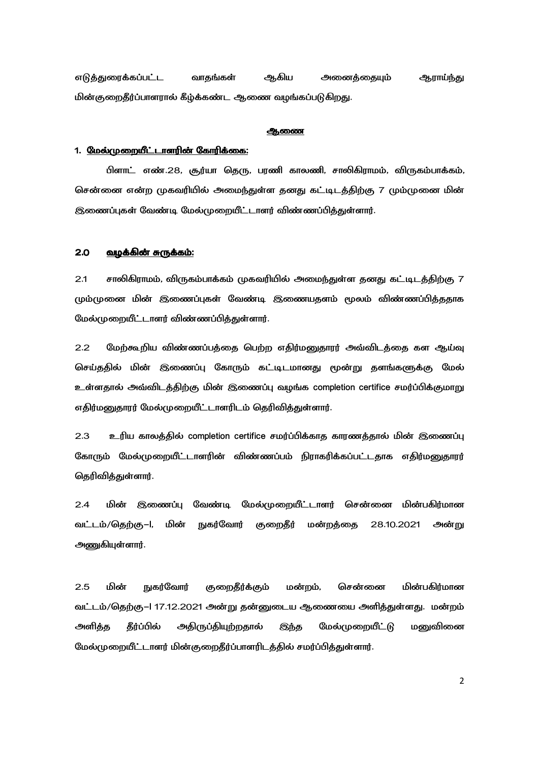எடுத்துரைக்கப்பட்ட வாதங்கள் ஆகிய அனைத்தையும் ஆராய்ந்து மின்குறைதீர்ப்பாளரால் கீழ்க்கண்ட ஆணை வழங்கப்படுகிறது.

## ஆணை

**1. மேல்முறையீட்டாளரின் கோரிக்கை:**

பிளாட் எண்.28, சூர்யா தெரு, பரணி காலனி, சாலிகிராமம், விருகம்பாக்கம், சென்னை என்ற முகவரியில் அமைந்துள்ள தனது கட்டிடத்திற்கு 7 மும்முனை மின் இணைப்புகள் வேண்டி மேல்முறையீட்டாளர் விண்ணபித்துள்ளார்.

**2.0 வழக்கின் சுருக்கம்:**

2.1 சாலிகிராமம், விருகம்பாக்கம் முகவரியில் அமைந்துள்ள தனது கட்டிடத்திற்கு 7 மும்முனை மின் இணைப்புகள் வேண்டி இணையதளம் மூலம் விண்ணப்பித்ததாக மேல்முறையீட்டாளர் விண்ணபித்துள்ளார்.

2.2 மேற்கூறிய விண்ணப்பத்தை பெற்ற எதிர்மனுதாரர் அவ்விடத்தை கள ஆய்வு செய்ததில் மின் இணைப்பு கோரும் கட்டிடமானது மூன்று தளங்களுக்கு மேல் உள்ளதால் அவ்விடத்திற்கு மின் இணைப்பு வழங்க completion certifice சமர்ப்பிக்குமாறு எதிர்மனுதாரர் மேல்முறையீட்டாளரிடம் தெரிவித்துள்ளார்.

2.3 உரிய காலத்தில் completion certifice சமர்ப்பிக்காத காரணத்தால் மின் இணைப்பு கோரும் மேல்முறையீட்டாளரின் விண்ணபம் நிராகரிக்கப்பட்டதாக எதிர்மனுதாரர் தெரிவித்துள்ளார்.

2.4 மின் இணைப்பு வேண்டி மேல்முறையீட்டாளர் சென்னை மின்பகிர்மான வட்டம்/தெற்கு–I, மின் நுகர்வோர் குறைதீர் மன்றத்தை 28.10.2021 அன்று அணுகியுள்ளார்.

2.5 மின் நுகர்வோர் குறைதீர்க்கும் மன்றம், சென்னை மின்பகிர்மான வட்டம்/தெற்கு–I 17.12.2021 அன்று தன்னுடைய ஆணையை அளித்துள்ளது. மன்றம் அளித்த தீர்ப்பில் அதிருப்தியுற்றதால் இந்த மேல்முறையீட்டு மனுவினை மேல்முறையீட்டாளர் மின்குறைதீர்ப்பாளரிடத்தில் சமர்ப்பித்துள்ளார்.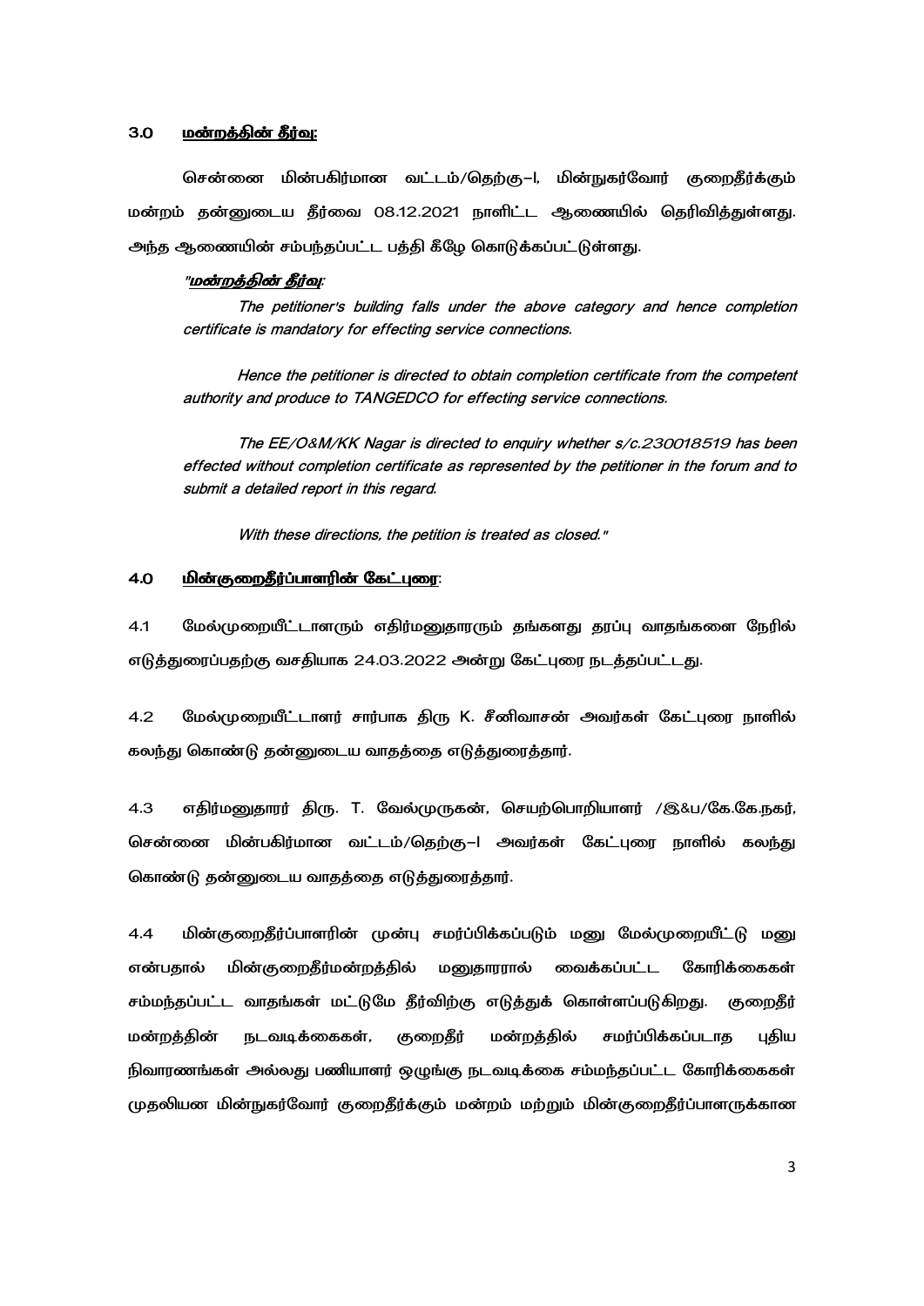## 3.0 <u>மன்றத்தின் தீர்வு:</u>

சென்னை மின்பகிர்மான வட்டம்/தெற்கு–I, மின்நுகர்வோர் குறைதீர்க்கும் மன்றம் தன்னுடைய தீர்வை 08.12.2021 நாளிட்ட ஆணையில் தெரிவித்துள்ளது. அந்த ஆணையின் சம்பந்தப்பட்ட பத்தி கீழே கொடுக்கப்பட்டுள்ளது.

*"<u>மன்றத்தின் தீர்வு:</u>*

*The petitioner's building falls under the above category and hence completion certificate is mandatory for effecting service connections.*

*Hence the petitioner is directed to obtain completion certificate from the competent authority and produce to TANGEDCO for effecting service connections.*

*The EE/O&M/KK Nagar is directed to enquiry whether s/c.230018519 has been effected without completion certificate as represented by the petitioner in the forum and to submit a detailed report in this regard.*

*With these directions, the petition is treated as closed."*

## 4.0 <u>மின்குறைதீர்ப்பாளரின் கேட்புரை:</u>

4.1 மேல்முறையீட்டாளரும் எதிர்மனுதாரரும் தங்களது தரப்பு வாதங்களை நேரில் எடுத்துரைப்பதற்கு வசதியாக 24.03.2022 அன்று கேட்புரை நடத்தப்பட்டது.

4.2 மேல்முறையீட்டாளர் சார்பாக திரு K. சீனிவாசன் அவர்கள் கேட்புரை நாளில் கலந்து கொண்டு தன்னுடைய வாதத்தை எடுத்துரைத்தார்.

4.3 எதிர்மனுதாரர் திரு. T. வேல்முருகன், செயற்பொறியாளர் /இ&ப/கே.கே.நகர், சென்னை மின்பகிர்மான வட்டம்/தெற்கு–I அவர்கள் கேட்புரை நாளில் கலந்து கொண்டு தன்னுடைய வாதத்தை எடுத்துரைத்தார்.

4.4 மின்குறைதீர்ப்பாளரின் முன்பு சமர்ப்பிக்கப்படும் மனு மேல்முறையீட்டு மனு என்பதால் மின்குறைதீர்மன்றத்தில் மனுதாரரால் வைக்கப்பட்ட கோரிக்கைகள் சம்மந்தப்பட்ட வாதங்கள் மட்டுமே தீர்விற்கு எடுத்துக் கொள்ளப்படுகிறது. குறைதீர் மன்றத்தின் நடவடிக்கைகள், குறைதீர் மன்றத்தில் சமர்ப்பிக்கப்படாத புதிய நிவாரணங்கள் அல்லது பணியாளர் ஒழுங்கு நடவடிக்கை சம்மந்தப்பட்ட கோரிக்கைகள் முதலியன மின்நுகர்வோர் குறைதீர்க்கும் மன்றம் மற்றும் மின்குறைதீர்ப்பாளருக்கான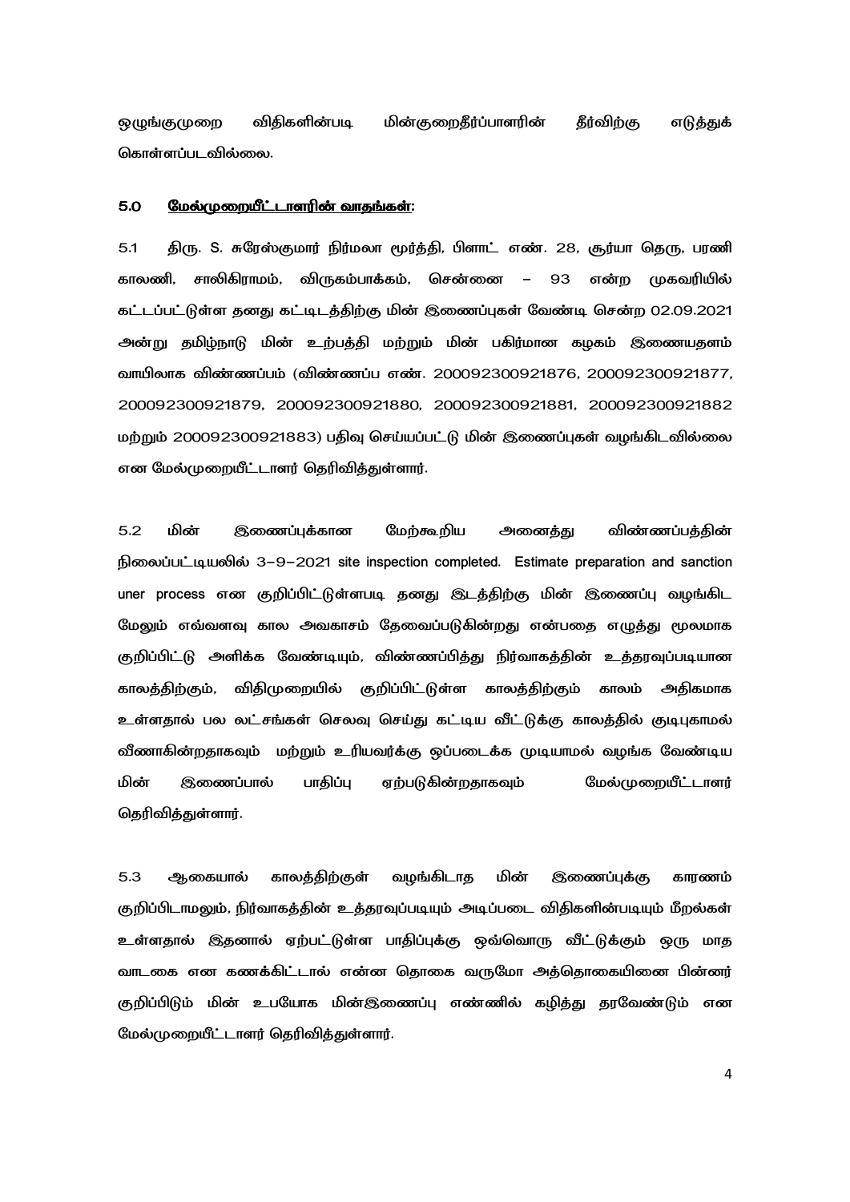ஒழுங்குமுறை விதிகளின்படி மின்குறைதீர்ப்பாளரின் தீர்விற்கு எடுத்துக் கொள்ளப்படவில்லை.

**5.0 <u>மேல்முறையீட்டாளரின் வாதங்கள்:</u>**

5.1 திரு. S. சுரேஸ்குமார் நிர்மலா மூர்த்தி, பிளாட் எண். 28, சூர்யா தெரு, பரணி காலனி, சாலிகிராமம், விருகம்பாக்கம், சென்னை – 93 என்ற முகவரியில் கட்டப்பட்டுள்ள தனது கட்டிடத்திற்கு மின் இணைப்புகள் வேண்டி சென்ற 02.09.2021 அன்று தமிழ்நாடு மின் உற்பத்தி மற்றும் மின் பகிர்மான கழகம் இணையதளம் வாயிலாக விண்ணப்பம் (விண்ணப்ப எண். 200092300921876, 200092300921877, 200092300921879, 200092300921880, 200092300921881, 200092300921882 மற்றும் 200092300921883) பதிவு செய்யப்பட்டு மின் இணைப்புகள் வழங்கிடவில்லை என மேல்முறையீட்டாளர் தெரிவித்துள்ளார்.

5.2 மின் இணைப்புக்கான மேற்கூறிய அனைத்து விண்ணப்பத்தின் நிலைப்பட்டியலில் 3–9–2021 site inspection completed. Estimate preparation and sanction uner process என குறிப்பிட்டுள்ளபடி தனது இடத்திற்கு மின் இணைப்பு வழங்கிட மேலும் எவ்வளவு கால அவகாசம் தேவைப்படுகின்றது என்பதை எழுத்து மூலமாக குறிப்பிட்டு அளிக்க வேண்டியும், விண்ணப்பித்து நிர்வாகத்தின் உத்தரவுப்படியான காலத்திற்கும், விதிமுறையில் குறிப்பிட்டுள்ள காலத்திற்கும் காலம் அதிகமாக உள்ளதால் பல லட்சங்கள் செலவு செய்து கட்டிய வீட்டுக்கு காலத்தில் குடிபுகாமல் வீணாகின்றதாகவும் மற்றும் உரியவர்க்கு ஒப்படைக்க முடியாமல் வழங்க வேண்டிய மின் இணைப்பால் பாதிப்பு ஏற்படுகின்றதாகவும் மேல்முறையீட்டாளர் தெரிவித்துள்ளார்.

5.3 ஆகையால் காலத்திற்குள் வழங்கிடாத மின் இணைப்புக்கு காரணம் குறிப்பிடாமலும், நிர்வாகத்தின் உத்தரவுப்படியும் அடிப்படை விதிகளின்படியும் மீறல்கள் உள்ளதால் இதனால் ஏற்பட்டுள்ள பாதிப்புக்கு ஒவ்வொரு வீட்டுக்கும் ஒரு மாத வாடகை என கணக்கிட்டால் என்ன தொகை வருமோ அத்தொகையினை பின்னர் குறிப்பிடும் மின் உபயோக மின்இணைப்பு எண்ணில் கழித்து தரவேண்டும் என மேல்முறையீட்டாளர் தெரிவித்துள்ளார்.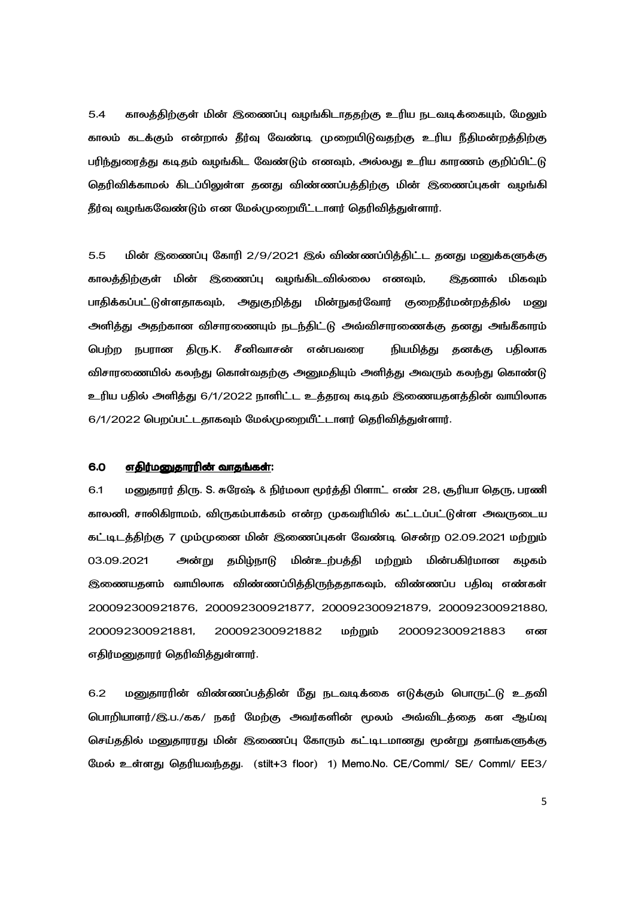5.4 காலத்திற்குள் மின் இணைப்பு வழங்கிடாததற்கு உரிய நடவடிக்கையும், மேலும் காலம் கடக்கும் என்றால் தீர்வு வேண்டி முறையிடுவதற்கு உரிய நீதிமன்றத்திற்கு பரிந்துரைத்து கடிதம் வழங்கிட வேண்டும் எனவும், அல்லது உரிய காரணம் குறிப்பிட்டு தெரிவிக்காமல் கிடப்பிலுள்ள தனது விண்ணப்பத்திற்கு மின் இணைப்புகள் வழங்கி தீர்வு வழங்கவேண்டும் என மேல்முறையீட்டாளர் தெரிவித்துள்ளார்.

5.5 மின் இணைப்பு கோரி 2/9/2021 இல் விண்ணப்பித்திட்ட தனது மனுக்களுக்கு காலத்திற்குள் மின் இணைப்பு வழங்கிடவில்லை எனவும், இதனால் மிகவும் பாதிக்கப்பட்டுள்ளதாகவும், அதுகுறித்து மின்நுகர்வோர் குறைதீர்மன்றத்தில் மனு அளித்து அதற்கான விசாரணையும் நடந்திட்டு அவ்விசாரணைக்கு தனது அங்கீகாரம் பெற்ற நபரான திரு.K. சீனிவாசன் என்பவரை நியமித்து தனக்கு பதிலாக விசாரணையில் கலந்து கொள்வதற்கு அனுமதியும் அளித்து அவரும் கலந்து கொண்டு உரிய பதில் அளித்து 6/1/2022 நாளிட்ட உத்தரவு கடிதம் இணையதளத்தின் வாயிலாக 6/1/2022 பெறப்பட்டதாகவும் மேல்முறையீட்டாளர் தெரிவித்துள்ளார்.

## 6.0 <u>எதிர்மனுதாரரின் வாதங்கள்:</u>

6.1 மனுதாரர் திரு. S. சுரேஷ் & நிர்மலா மூர்த்தி பிளாட் எண் 28, சூரியா தெரு, பரணி காலனி, சாலிகிராமம், விருகம்பாக்கம் என்ற முகவரியில் கட்டப்பட்டுள்ள அவருடைய கட்டிடத்திற்கு 7 மும்முனை மின் இணைப்புகள் வேண்டி சென்ற 02.09.2021 மற்றும் 03.09.2021 அன்று தமிழ்நாடு மின்உற்பத்தி மற்றும் மின்பகிர்மான கழகம் இணையதளம் வாயிலாக விண்ணப்பித்திருந்ததாகவும், விண்ணப்ப பதிவு எண்கள் 200092300921876, 200092300921877, 200092300921879, 200092300921880, 200092300921881, 200092300921882 மற்றும் 200092300921883 என எதிர்மனுதாரர் தெரிவித்துள்ளார்.

6.2 மனுதாரரின் விண்ணப்பத்தின் மீது நடவடிக்கை எடுக்கும் பொருட்டு உதவி பொறியாளர்/இ.ப./கக/ நகர் மேற்கு அவர்களின் மூலம் அவ்விடத்தை கள ஆய்வு செய்ததில் மனுதாரரது மின் இணைப்பு கோரும் கட்டிடமானது மூன்று தளங்களுக்கு மேல் உள்ளது தெரியவந்தது. (stilt+3 floor) 1) Memo.No. CE/Comml/ SE/ Comml/ EE3/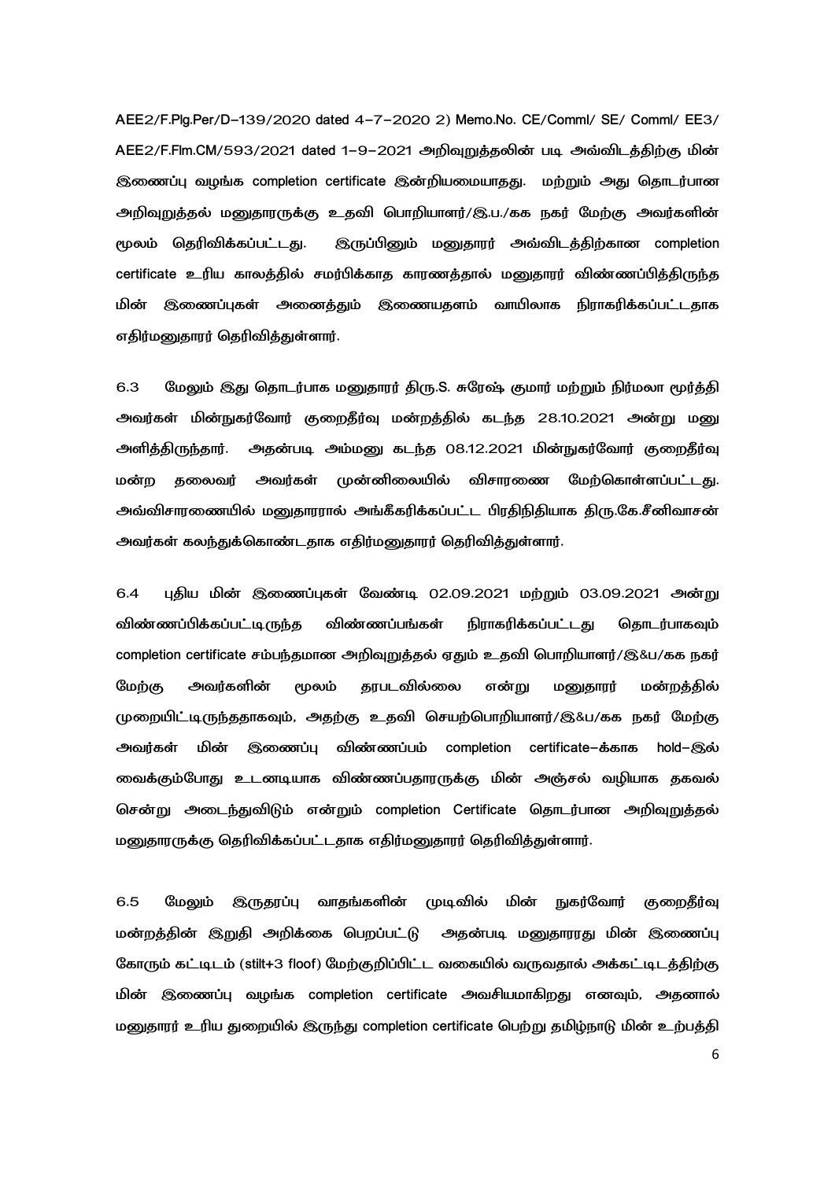AEE2/F.Plg.Per/D–139/2020 dated 4–7–2020 2) Memo.No. CE/Comml/ SE/ Comml/ EE3/ AEE2/F.Flm.CM/593/2021 dated 1–9–2021 அறிவுறுத்தலின் படி அவ்விடத்திற்கு மின் இணைப்பு வழங்க completion certificate இன்றியமையாதது. மற்றும் அது தொடர்பான அறிவுறுத்தல் மனுதாரருக்கு உதவி பொறியாளர்/இ.ப./கக நகர் மேற்கு அவர்களின் மூலம் தெரிவிக்கப்பட்டது. இருப்பினும் மனுதாரர் அவ்விடத்திற்கான completion certificate உரிய காலத்தில் சமர்பிக்காத காரணத்தால் மனுதாரர் விண்ணப்பித்திருந்த மின் இணைப்புகள் அனைத்தும் இணையதளம் வாயிலாக நிராகரிக்கப்பட்டதாக எதிர்மனுதாரர் தெரிவித்துள்ளார்.

6.3 மேலும் இது தொடர்பாக மனுதாரர் திரு.S. சுரேஷ் குமார் மற்றும் நிர்மலா மூர்த்தி அவர்கள் மின்நுகர்வோர் குறைதீர்வு மன்றத்தில் கடந்த 28.10.2021 அன்று மனு அளித்திருந்தார். அதன்படி அம்மனு கடந்த 08.12.2021 மின்நுகர்வோர் குறைதீர்வு மன்ற தலைவர் அவர்கள் முன்னிலையில் விசாரணை மேற்கொள்ளப்பட்டது. அவ்விசாரணையில் மனுதாரரால் அங்கீகரிக்கப்பட்ட பிரதிநிதியாக திரு.கே.சீனிவாசன் அவர்கள் கலந்துக்கொண்டதாக எதிர்மனுதாரர் தெரிவித்துள்ளார்.

6.4 புதிய மின் இணைப்புகள் வேண்டி 02.09.2021 மற்றும் 03.09.2021 அன்று விண்ணப்பிக்கப்பட்டிருந்த விண்ணப்பங்கள் நிராகரிக்கப்பட்டது தொடர்பாகவும் completion certificate சம்பந்தமான அறிவுறுத்தல் ஏதும் உதவி பொறியாளர்/இ&ப/கக நகர் மேற்கு அவர்களின் மூலம் தரபடவில்லை என்று மனுதாரர் மன்றத்தில் முறையிட்டிருந்ததாகவும், அதற்கு உதவி செயற்பொறியாளர்/இ&ப/கக நகர் மேற்கு அவர்கள் மின் இணைப்பு விண்ணப்பம் completion certificate–க்காக hold–இல் வைக்கும்போது உடனடியாக விண்ணப்பதாரருக்கு மின் அஞ்சல் வழியாக தகவல் சென்று அடைந்துவிடும் என்றும் completion Certificate தொடர்பான அறிவுறுத்தல் மனுதாரருக்கு தெரிவிக்கப்பட்டதாக எதிர்மனுதாரர் தெரிவித்துள்ளார்.

6.5 மேலும் இருதரப்பு வாதங்களின் முடிவில் மின் நுகர்வோர் குறைதீர்வு மன்றத்தின் இறுதி அறிக்கை பெறப்பட்டு அதன்படி மனுதாரரது மின் இணைப்பு கோரும் கட்டிடம் (stilt+3 floof) மேற்குறிப்பிட்ட வகையில் வருவதால் அக்கட்டிடத்திற்கு மின் இணைப்பு வழங்க completion certificate அவசியமாகிறது எனவும், அதனால் மனுதாரர் உரிய துறையில் இருந்து completion certificate பெற்று தமிழ்நாடு மின் உற்பத்தி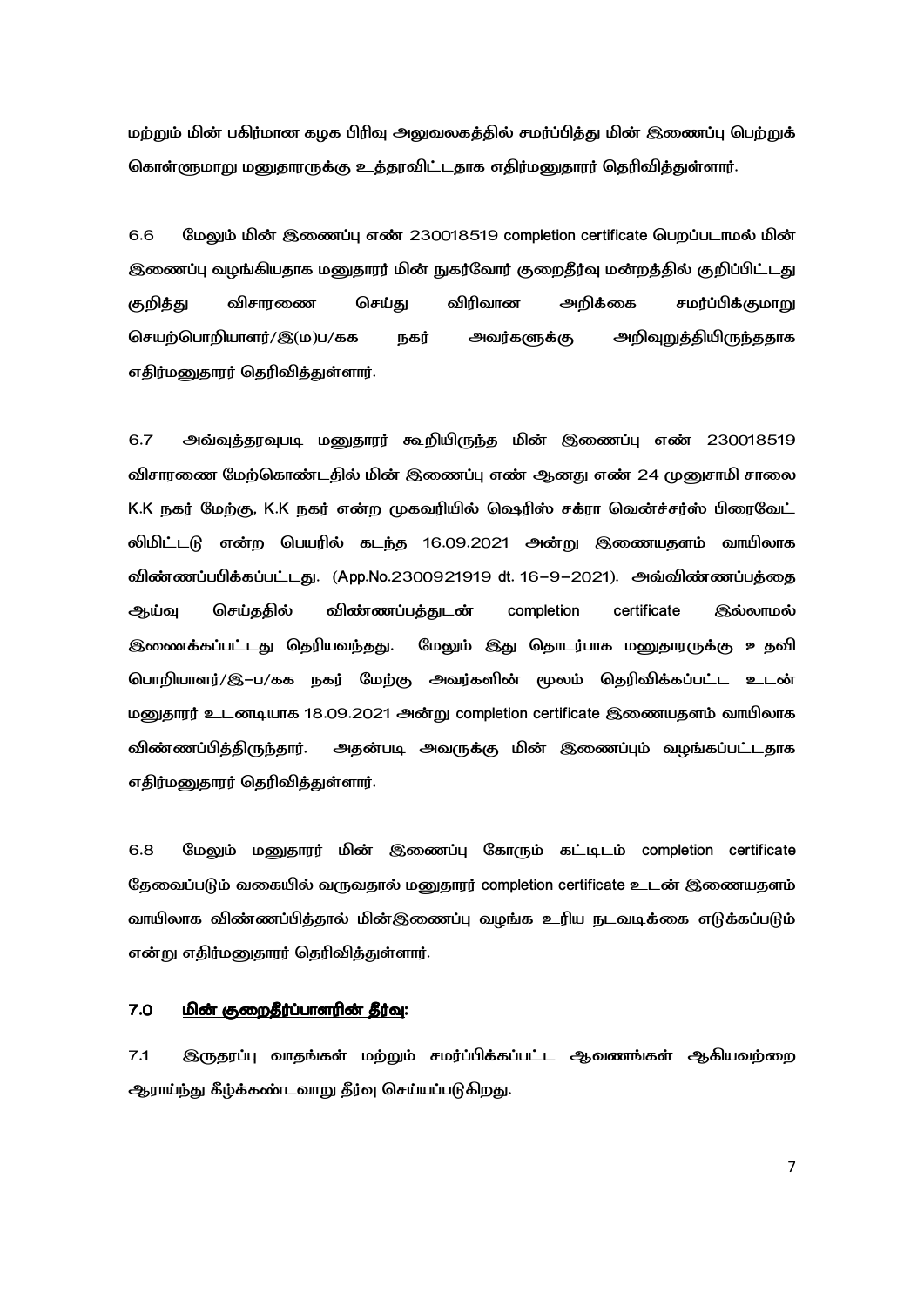மற்றும் மின் பகிர்மான கழக பிரிவு அலுவலகத்தில் சமர்ப்பித்து மின் இணைப்பு பெற்றுக் கொள்ளுமாறு மனுதாரருக்கு உத்தரவிட்டதாக எதிர்மனுதாரர் தெரிவித்துள்ளார்.

6.6 மேலும் மின் இணைப்பு எண் 230018519 completion certificate பெறப்படாமல் மின் இணைப்பு வழங்கியதாக மனுதாரர் மின் நுகர்வோர் குறைதீர்வு மன்றத்தில் குறிப்பிட்டது குறித்து விசாரணை செய்து விரிவான அறிக்கை சமர்ப்பிக்குமாறு செயற்பொறியாளர்/இ(ம)ப/கக நகர் அவர்களுக்கு அறிவுறுத்தியிருந்ததாக எதிர்மனுதாரர் தெரிவித்துள்ளார்.

6.7 அவ்வுத்தரவுபடி மனுதாரர் கூறியிருந்த மின் இணைப்பு எண் 230018519 விசாரணை மேற்கொண்டதில் மின் இணைப்பு எண் ஆனது எண் 24 முனுசாமி சாலை K.K நகர் மேற்கு, K.K நகர் என்ற முகவரியில் ஷெரிஸ் சக்ரா வென்ச்சர்ஸ் பிரைவேட் லிமிட்டடு என்ற பெயரில் கடந்த 16.09.2021 அன்று இணையதளம் வாயிலாக விண்ணப்பிக்கப்பட்டது. (App.No.2300921919 dt. 16–9–2021). அவ்விண்ணப்பத்தை ஆய்வு செய்ததில் விண்ணப்பத்துடன் completion certificate இல்லாமல் இணைக்கப்பட்டது தெரியவந்தது. மேலும் இது தொடர்பாக மனுதாரருக்கு உதவி பொறியாளர்/இ–ப/கக நகர் மேற்கு அவர்களின் மூலம் தெரிவிக்கப்பட்ட உடன் மனுதாரர் உடனடியாக 18.09.2021 அன்று completion certificate இணையதளம் வாயிலாக விண்ணப்பித்திருந்தார். அதன்படி அவருக்கு மின் இணைப்பும் வழங்கப்பட்டதாக எதிர்மனுதாரர் தெரிவித்துள்ளார்.

6.8 மேலும் மனுதாரர் மின் இணைப்பு கோரும் கட்டிடம் completion certificate தேவைப்படும் வகையில் வருவதால் மனுதாரர் completion certificate உடன் இணையதளம் வாயிலாக விண்ணபித்தால் மின்இணைப்பு வழங்க உரிய நடவடிக்கை எடுக்கப்படும் என்று எதிர்மனுதாரர் தெரிவித்துள்ளார்.

## 7.0 <u>மின் குறைதீர்ப்பாளரின் தீர்வு:</u>

7.1 இருதரப்பு வாதங்கள் மற்றும் சமர்ப்பிக்கப்பட்ட ஆவணங்கள் ஆகியவற்றை ஆராய்ந்து கீழ்க்கண்டவாறு தீர்வு செய்யப்படுகிறது.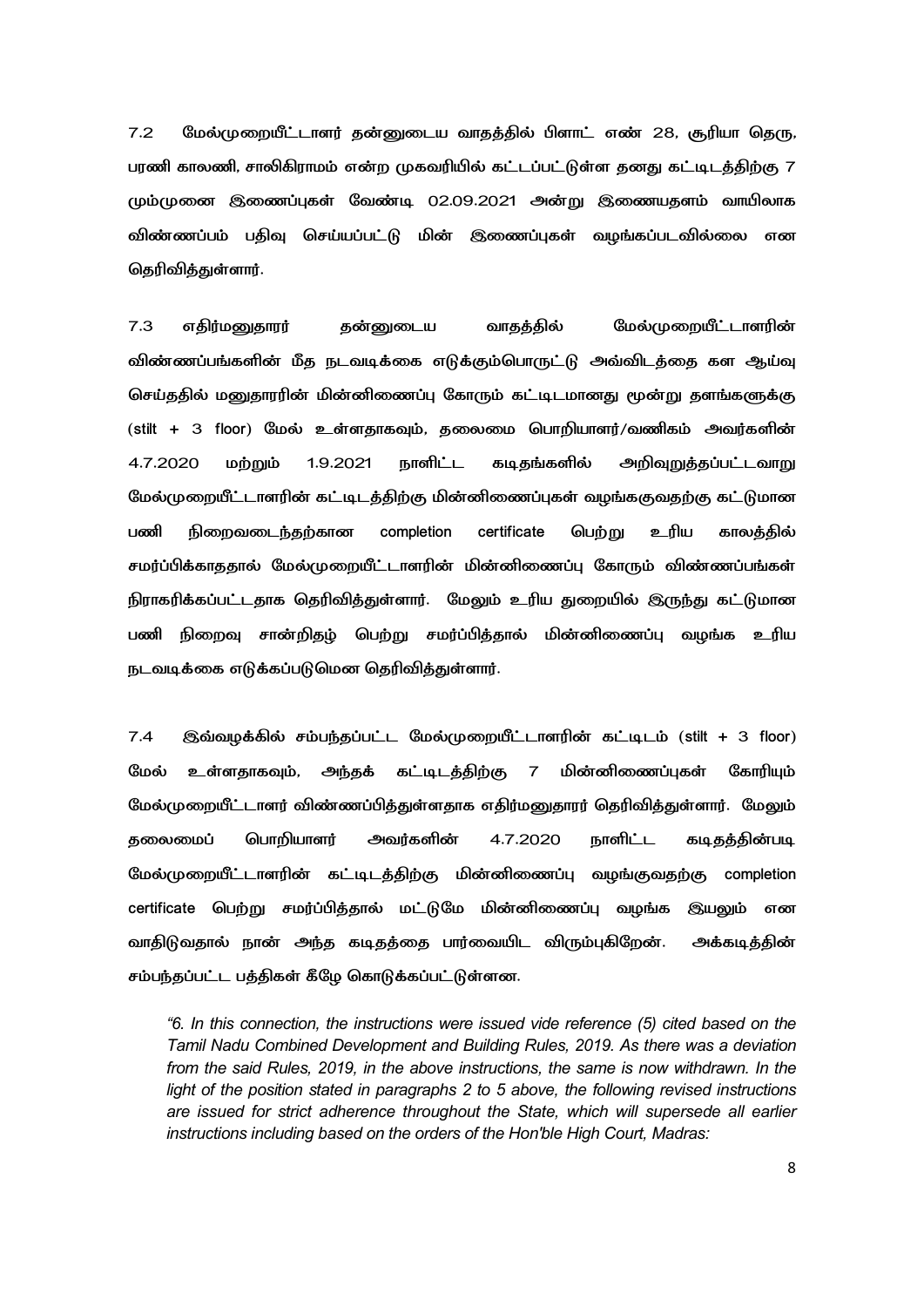7.2 மேல்முறையீட்டாளர் தன்னுடைய வாதத்தில் பிளாட் எண் 28, சூரியா தெரு, பரணி காலனி, சாலிகிராமம் என்ற முகவரியில் கட்டப்பட்டுள்ள தனது கட்டிடத்திற்கு 7 மும்முனை இணைப்புகள் வேண்டி 02.09.2021 அன்று இணையதளம் வாயிலாக விண்ணப்பம் பதிவு செய்யப்பட்டு மின் இணைப்புகள் வழங்கப்படவில்லை என தெரிவித்துள்ளார்.

7.3 எதிர்மனுதாரர் தன்னுடைய வாதத்தில் மேல்முறையீட்டாளரின் விண்ணப்பங்களின் மீத நடவடிக்கை எடுக்கும்பொருட்டு அவ்விடத்தை கள ஆய்வு செய்ததில் மனுதாரரின் மின்னிணைப்பு கோரும் கட்டிடமானது மூன்று தளங்களுக்கு (stilt + 3 floor) மேல் உள்ளதாகவும், தலைமை பொறியாளர்/வணிகம் அவர்களின் 4.7.2020 மற்றும் 1.9.2021 நாளிட்ட கடிதங்களில் அறிவுறுத்தப்பட்டவாறு மேல்முறையீட்டாளரின் கட்டிடத்திற்கு மின்னிணைப்புகள் வழங்குவதற்கு கட்டுமான பணி நிறைவடைந்தற்கான completion certificate பெற்று உரிய காலத்தில் சமர்ப்பிக்காததால் மேல்முறையீட்டாளரின் மின்னிணைப்பு கோரும் விண்ணப்பங்கள் நிராகரிக்கப்பட்டதாக தெரிவித்துள்ளார். மேலும் உரிய துறையில் இருந்து கட்டுமான பணி நிறைவு சான்றிதழ் பெற்று சமர்ப்பித்தால் மின்னிணைப்பு வழங்க உரிய நடவடிக்கை எடுக்கப்படுமென தெரிவித்துள்ளார்.

7.4 இவ்வழக்கில் சம்பந்தப்பட்ட மேல்முறையீட்டாளரின் கட்டிடம் (stilt + 3 floor) மேல் உள்ளதாகவும், அந்தக் கட்டிடத்திற்கு 7 மின்னிணைப்புகள் கோரியும் மேல்முறையீட்டாளர் விண்ணப்பித்துள்ளதாக எதிர்மனுதாரர் தெரிவித்துள்ளார். மேலும் தலைமைப் பொறியாளர் அவர்களின் 4.7.2020 நாளிட்ட கடிதத்தின்படி மேல்முறையீட்டாளரின் கட்டிடத்திற்கு மின்னிணைப்பு வழங்குவதற்கு completion certificate பெற்று சமர்ப்பித்தால் மட்டுமே மின்னிணைப்பு வழங்க இயலும் என வாதிடுவதால் நான் அந்த கடிதத்தை பார்வையிட விரும்புகிறேன். அக்கடித்தின் சம்பந்தப்பட்ட பத்திகள் கீழே கொடுக்கப்பட்டுள்ளன.

> *"6. In this connection, the instructions were issued vide reference (5) cited based on the Tamil Nadu Combined Development and Building Rules, 2019. As there was a deviation from the said Rules, 2019, in the above instructions, the same is now withdrawn. In the light of the position stated in paragraphs 2 to 5 above, the following revised instructions are issued for strict adherence throughout the State, which will supersede all earlier instructions including based on the orders of the Hon'ble High Court, Madras:*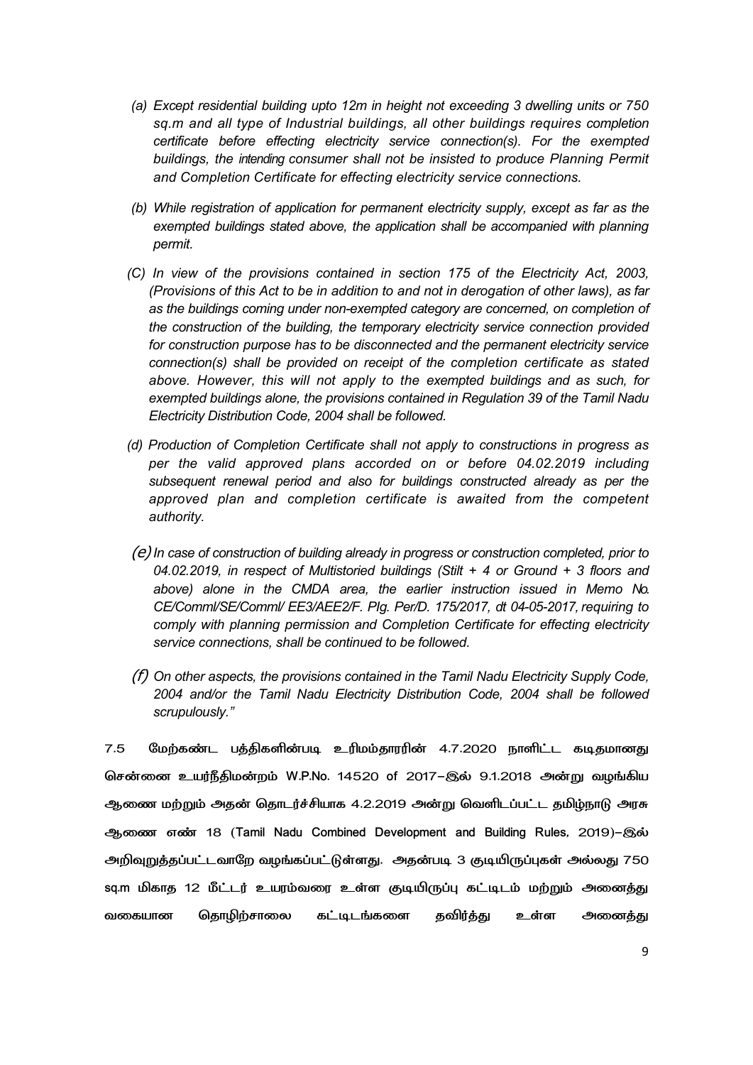*(a) Except residential building upto 12m in height not exceeding 3 dwelling units or 750 sq.m and all type of Industrial buildings, all other buildings requires completion certificate before effecting electricity service connection(s). For the exempted buildings, the intending consumer shall not be insisted to produce Planning Permit and Completion Certificate for effecting electricity service connections.*

*(b) While registration of application for permanent electricity supply, except as far as the exempted buildings stated above, the application shall be accompanied with planning permit.*

*(C) In view of the provisions contained in section 175 of the Electricity Act, 2003, (Provisions of this Act to be in addition to and not in derogation of other laws), as far as the buildings coming under non-exempted category are concerned, on completion of the construction of the building, the temporary electricity service connection provided for construction purpose has to be disconnected and the permanent electricity service connection(s) shall be provided on receipt of the completion certificate as stated above. However, this will not apply to the exempted buildings and as such, for exempted buildings alone, the provisions contained in Regulation 39 of the Tamil Nadu Electricity Distribution Code, 2004 shall be followed.*

*(d) Production of Completion Certificate shall not apply to constructions in progress as per the valid approved plans accorded on or before 04.02.2019 including subsequent renewal period and also for buildings constructed already as per the approved plan and completion certificate is awaited from the competent authority.*

*(e) In case of construction of building already in progress or construction completed, prior to 04.02.2019, in respect of Multistoried buildings (Stilt + 4 or Ground + 3 floors and above) alone in the CMDA area, the earlier instruction issued in Memo No. CE/Comml/SE/Comml/ EE3/AEE2/F. Plg. Per/D. 175/2017, dt 04-05-2017, requiring to comply with planning permission and Completion Certificate for effecting electricity service connections, shall be continued to be followed.*

*(f) On other aspects, the provisions contained in the Tamil Nadu Electricity Supply Code, 2004 and/or the Tamil Nadu Electricity Distribution Code, 2004 shall be followed scrupulously."*

7.5 மேற்கண்ட பத்திகளின்படி உரிமம்தாரரின் 4.7.2020 நாளிட்ட கடிதமானது சென்னை உயர்நீதிமன்றம் W.P.No. 14520 of 2017–இல் 9.1.2018 அன்று வழங்கிய ஆணை மற்றும் அதன் தொடர்ச்சியாக 4.2.2019 அன்று வெளிடப்பட்ட தமிழ்நாடு அரசு ஆணை எண் 18 (Tamil Nadu Combined Development and Building Rules, 2019)–இல் அறிவுறுத்தப்பட்டவாறே வழங்கப்பட்டுள்ளது. அதன்படி 3 குடியிருப்புகள் அல்லது 750 sq.m மிகாத 12 மீட்டர் உயரம்வரை உள்ள குடியிருப்பு கட்டிடம் மற்றும் அனைத்து வகையான தொழிற்சாலை கட்டிடங்களை தவிர்த்து உள்ள அனைத்து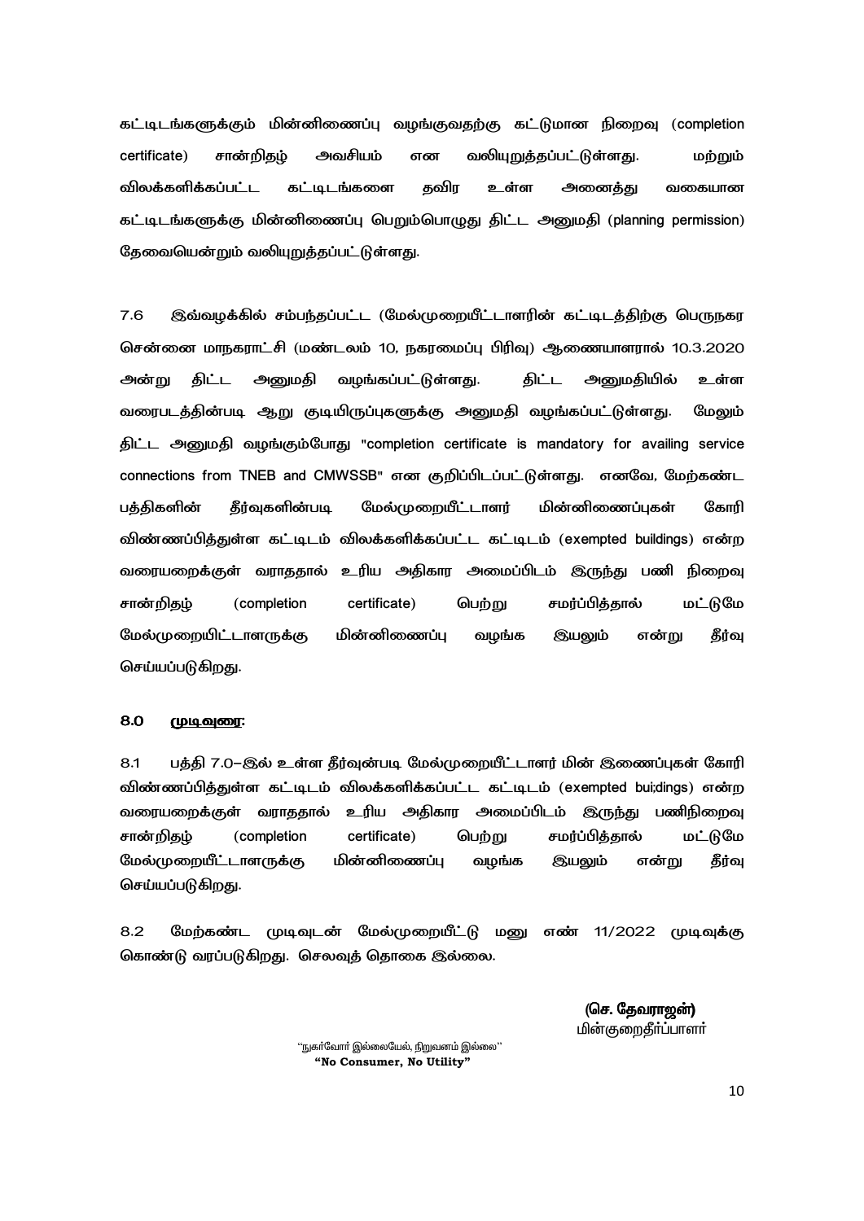கட்டிடங்களுக்கும் மின்னிணைப்பு வழங்குவதற்கு கட்டுமான நிறைவு (completion certificate) சான்றிதழ் அவசியம் என வலியுறுத்தப்பட்டுள்ளது. மற்றும் விலக்களிக்கப்பட்ட கட்டிடங்களை தவிர உள்ள அனைத்து வகையான கட்டிடங்களுக்கு மின்னிணைப்பு பெறும்பொழுது திட்ட அனுமதி (planning permission) தேவையென்றும் வலியுறுத்தப்பட்டுள்ளது.

7.6 இவ்வழக்கில் சம்பந்தப்பட்ட (மேல்முறையீட்டாளரின் கட்டிடத்திற்கு பெருநகர சென்னை மாநகராட்சி (மண்டலம் 10, நகரமைப்பு பிரிவு) ஆணையாளரால் 10.3.2020 அன்று திட்ட அனுமதி வழங்கப்பட்டுள்ளது. திட்ட அனுமதியில் உள்ள வரைபடத்தின்படி ஆறு குடியிருப்புகளுக்கு அனுமதி வழங்கப்பட்டுள்ளது. மேலும் திட்ட அனுமதி வழங்கும்போது "completion certificate is mandatory for availing service connections from TNEB and CMWSSB" என குறிப்பிடப்பட்டுள்ளது. எனவே, மேற்கண்ட பத்திகளின் தீர்வுகளின்படி மேல்முறையீட்டாளர் மின்னிணைப்புகள் கோரி விண்ணப்பித்துள்ள கட்டிடம் விலக்களிக்கப்பட்ட கட்டிடம் (exempted buildings) என்ற வரையறைக்குள் வராததால் உரிய அதிகார அமைப்பிடம் இருந்து பணி நிறைவு சான்றிதழ் (completion certificate) பெற்று சமர்ப்பித்தால் மட்டுமே மேல்முறையிட்டாளருக்கு மின்னிணைப்பு வழங்க இயலும் என்று தீர்வு செய்யப்படுகிறது.

## 8.0 முடிவுரை:

8.1 பத்தி 7.0–இல் உள்ள தீர்வுன்படி மேல்முறையீட்டாளர் மின் இணைப்புகள் கோரி விண்ணப்பித்துள்ள கட்டிடம் விலக்களிக்கப்பட்ட கட்டிடம் (exempted bui;dings) என்ற வரையறைக்குள் வராததால் உரிய அதிகார அமைப்பிடம் இருந்து பணிநிறைவு சான்றிதழ் (completion certificate) பெற்று சமர்ப்பித்தால் மட்டுமே மேல்முறையீட்டாளருக்கு மின்னிணைப்பு வழங்க இயலும் என்று தீர்வு செய்யப்படுகிறது.

8.2 மேற்கண்ட முடிவுடன் மேல்முறையீட்டு மனு எண் 11/2022 முடிவுக்கு கொண்டு வரப்படுகிறது. செலவுத் தொகை இல்லை.

**(செ. தேவராஜன்)**
மின்குறைதீர்ப்பாளர்

"நுகர்வோர் இல்லையேல், நிறுவனம் இல்லை"
**"No Consumer, No Utility"**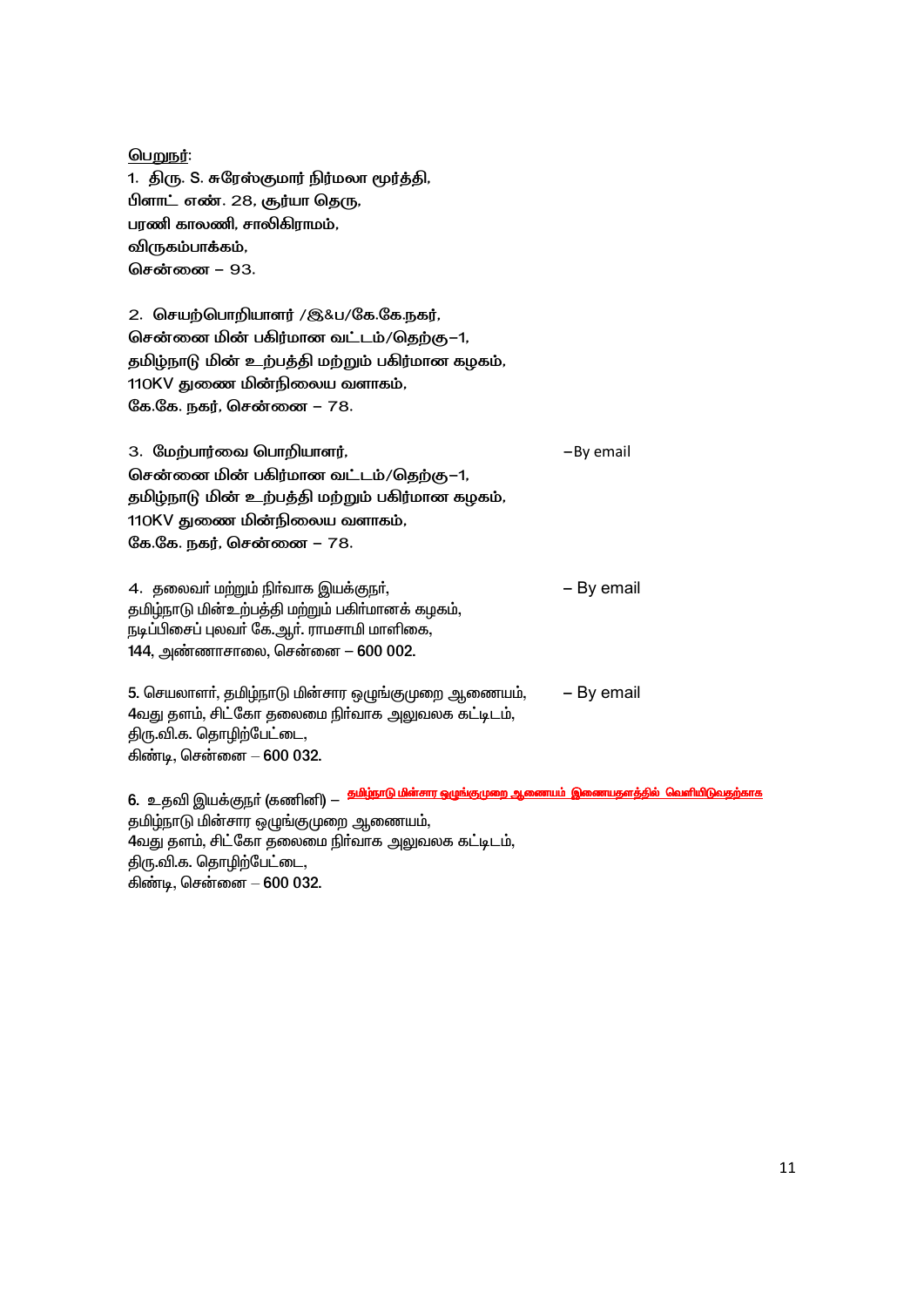<u>பெறுநர்</u>:

1. திரு. S. சுரேஸ்குமார் நிர்மலா மூர்த்தி,
பிளாட் எண். 28, சூர்யா தெரு,
பரணி காலனி, சாலிகிராமம்,
விருகம்பாக்கம்,
சென்னை – 93.

2. செயற்பொறியாளர் /இ&ப/கே.கே.நகர்,
சென்னை மின் பகிர்மான வட்டம்/தெற்கு–1,
தமிழ்நாடு மின் உற்பத்தி மற்றும் பகிர்மான கழகம்,
110KV துணை மின்நிலைய வளாகம்,
கே.கே. நகர், சென்னை – 78.

3. மேற்பார்வை பொறியாளர், –By email
சென்னை மின் பகிர்மான வட்டம்/தெற்கு–1,
தமிழ்நாடு மின் உற்பத்தி மற்றும் பகிர்மான கழகம்,
110KV துணை மின்நிலைய வளாகம்,
கே.கே. நகர், சென்னை – 78.

4. தலைவர் மற்றும் நிர்வாக இயக்குநர், – By email
தமிழ்நாடு மின்உற்பத்தி மற்றும் பகிர்மானக் கழகம்,
நடிப்பிசைப் புலவர் கே.ஆர். ராமசாமி மாளிகை,
144, அண்ணாசாலை, சென்னை – 600 002.

5. செயலாளர், தமிழ்நாடு மின்சார ஒழுங்குமுறை ஆணையம், – By email
4வது தளம், சிட்கோ தலைமை நிர்வாக அலுவலக கட்டிடம்,
திரு.வி.க. தொழிற்பேட்டை,
கிண்டி, சென்னை – 600 032.

6. உதவி இயக்குநர் (கணினி) – <u>**தமிழ்நாடு மின்சார ஒழுங்குமுறை ஆணையம் இணையதளத்தில் வெளியிடுவதற்காக**</u>
தமிழ்நாடு மின்சார ஒழுங்குமுறை ஆணையம்,
4வது தளம், சிட்கோ தலைமை நிர்வாக அலுவலக கட்டிடம்,
திரு.வி.க. தொழிற்பேட்டை,
கிண்டி, சென்னை – 600 032.